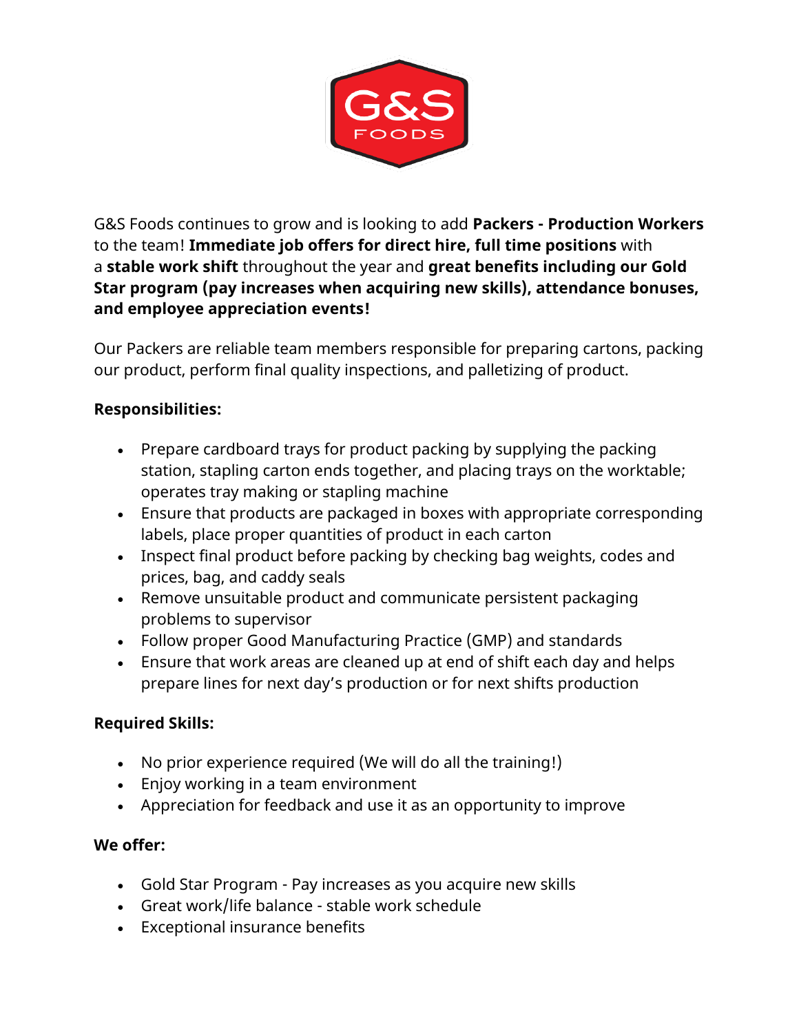G&S Foods continues to grow and is looking to add **Packers - Production Workers** to the team! **Immediate job offers for direct hire, full time positions** with a **stable work shift** throughout the year and **great benefits including our Gold Star program (pay increases when acquiring new skills), attendance bonuses, and employee appreciation events!**

Our Packers are reliable team members responsible for preparing cartons, packing our product, perform final quality inspections, and palletizing of product.

**Responsibilities:**

- Prepare cardboard trays for product packing by supplying the packing station, stapling carton ends together, and placing trays on the worktable; operates tray making or stapling machine
- Ensure that products are packaged in boxes with appropriate corresponding labels, place proper quantities of product in each carton
- Inspect final product before packing by checking bag weights, codes and prices, bag, and caddy seals
- Remove unsuitable product and communicate persistent packaging problems to supervisor
- Follow proper Good Manufacturing Practice (GMP) and standards
- Ensure that work areas are cleaned up at end of shift each day and helps prepare lines for next day's production or for next shifts production

**Required Skills:**

- No prior experience required (We will do all the training!)
- Enjoy working in a team environment
- Appreciation for feedback and use it as an opportunity to improve

**We offer:**

- Gold Star Program - Pay increases as you acquire new skills
- Great work/life balance - stable work schedule
- Exceptional insurance benefits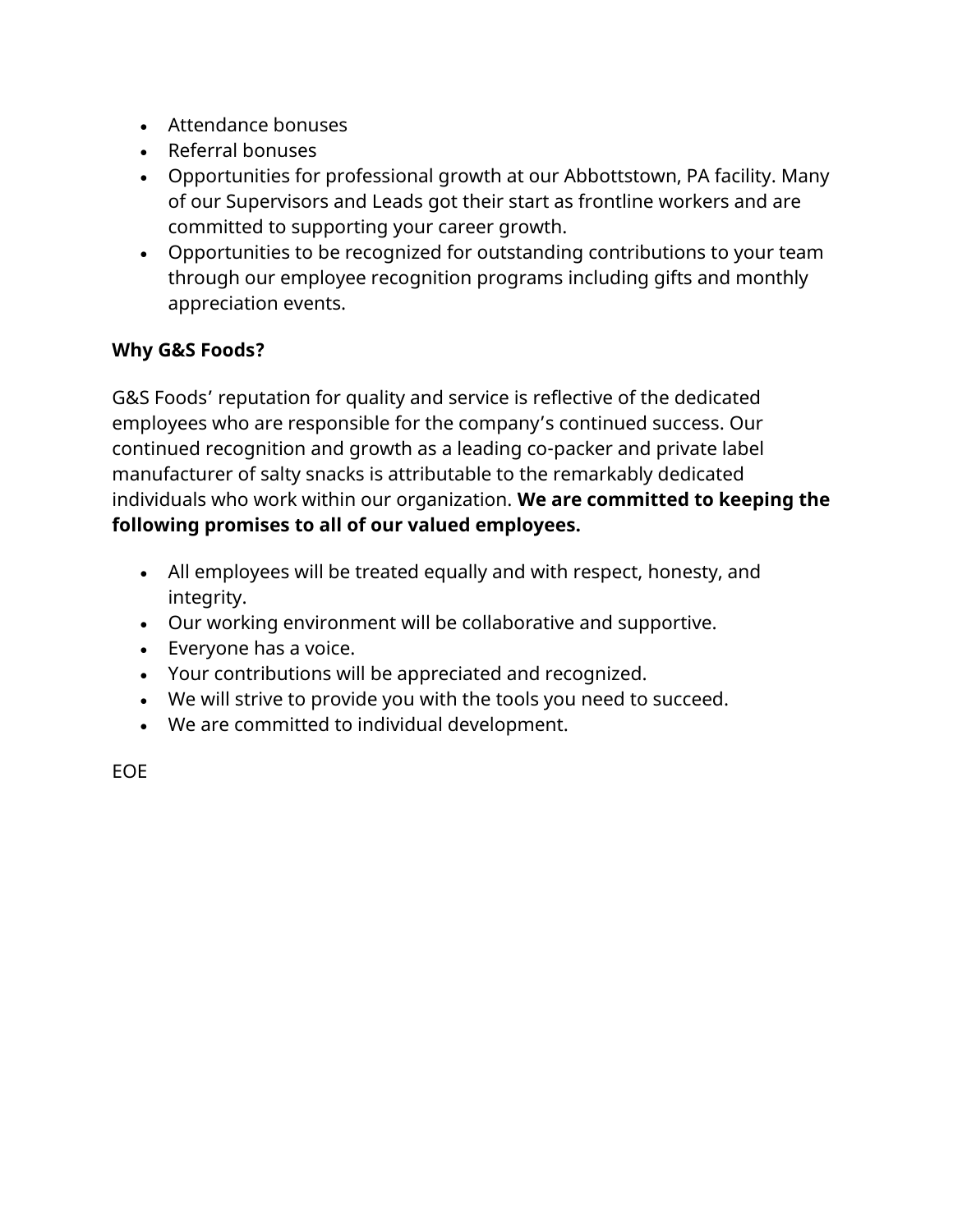- Attendance bonuses
- Referral bonuses
- Opportunities for professional growth at our Abbottstown, PA facility. Many of our Supervisors and Leads got their start as frontline workers and are committed to supporting your career growth.
- Opportunities to be recognized for outstanding contributions to your team through our employee recognition programs including gifts and monthly appreciation events.

**Why G&S Foods?**

G&S Foods' reputation for quality and service is reflective of the dedicated employees who are responsible for the company's continued success. Our continued recognition and growth as a leading co-packer and private label manufacturer of salty snacks is attributable to the remarkably dedicated individuals who work within our organization. **We are committed to keeping the following promises to all of our valued employees.**

- All employees will be treated equally and with respect, honesty, and integrity.
- Our working environment will be collaborative and supportive.
- Everyone has a voice.
- Your contributions will be appreciated and recognized.
- We will strive to provide you with the tools you need to succeed.
- We are committed to individual development.

EOE